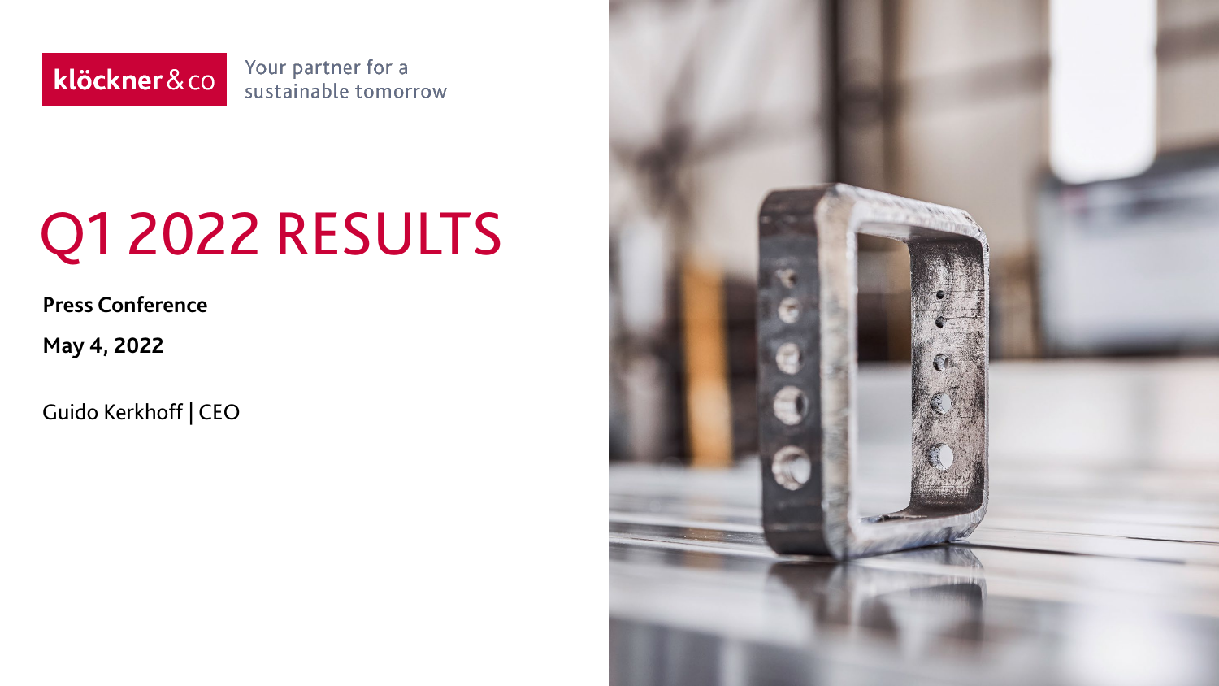klöckner & co

Your partner for a sustainable tomorrow

# Q1 2022 RESULTS

**Press Conference**

**May 4, 2022**

Guido Kerkhoff | CEO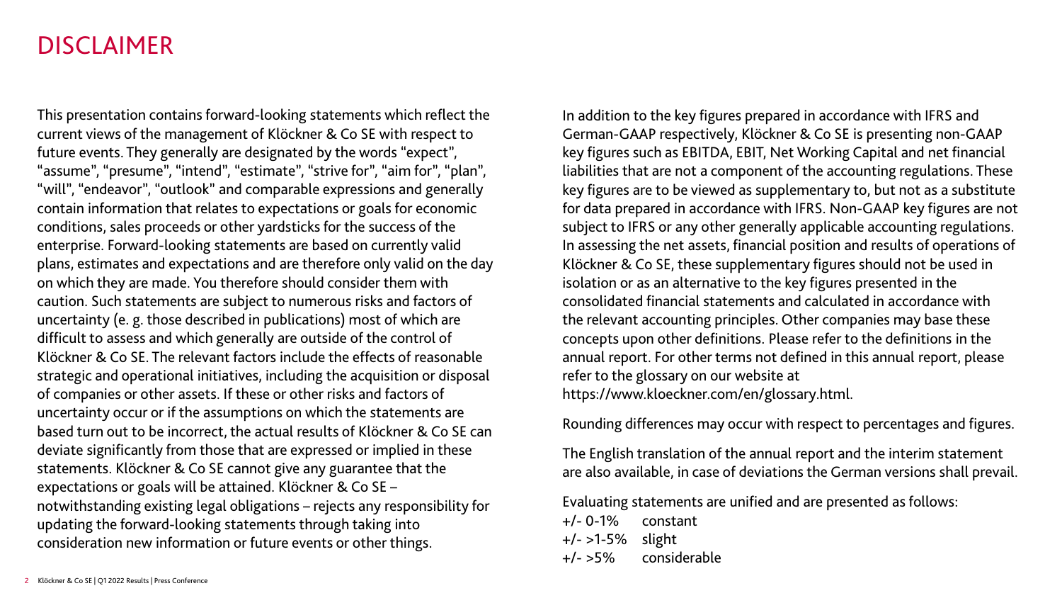# DISCLAIMER

This presentation contains forward-looking statements which reflect the current views of the management of Klöckner & Co SE with respect to future events. They generally are designated by the words "expect", "assume", "presume", "intend", "estimate", "strive for", "aim for", "plan", "will", "endeavor", "outlook" and comparable expressions and generally contain information that relates to expectations or goals for economic conditions, sales proceeds or other yardsticks for the success of the enterprise. Forward-looking statements are based on currently valid plans, estimates and expectations and are therefore only valid on the day on which they are made. You therefore should consider them with caution. Such statements are subject to numerous risks and factors of uncertainty (e. g. those described in publications) most of which are difficult to assess and which generally are outside of the control of Klöckner & Co SE. The relevant factors include the effects of reasonable strategic and operational initiatives, including the acquisition or disposal of companies or other assets. If these or other risks and factors of uncertainty occur or if the assumptions on which the statements are based turn out to be incorrect, the actual results of Klöckner & Co SE can deviate significantly from those that are expressed or implied in these statements. Klöckner & Co SE cannot give any guarantee that the expectations or goals will be attained. Klöckner & Co SE – notwithstanding existing legal obligations – rejects any responsibility for updating the forward-looking statements through taking into consideration new information or future events or other things.

In addition to the key figures prepared in accordance with IFRS and German-GAAP respectively, Klöckner & Co SE is presenting non-GAAP key figures such as EBITDA, EBIT, Net Working Capital and net financial liabilities that are not a component of the accounting regulations. These key figures are to be viewed as supplementary to, but not as a substitute for data prepared in accordance with IFRS. Non-GAAP key figures are not subject to IFRS or any other generally applicable accounting regulations. In assessing the net assets, financial position and results of operations of Klöckner & Co SE, these supplementary figures should not be used in isolation or as an alternative to the key figures presented in the consolidated financial statements and calculated in accordance with the relevant accounting principles. Other companies may base these concepts upon other definitions. Please refer to the definitions in the annual report. For other terms not defined in this annual report, please refer to the glossary on our website at https://www.kloeckner.com/en/glossary.html.

Rounding differences may occur with respect to percentages and figures.

The English translation of the annual report and the interim statement are also available, in case of deviations the German versions shall prevail.

Evaluating statements are unified and are presented as follows:

+/- 0-1% constant
+/- >1-5% slight
+/- >5% considerable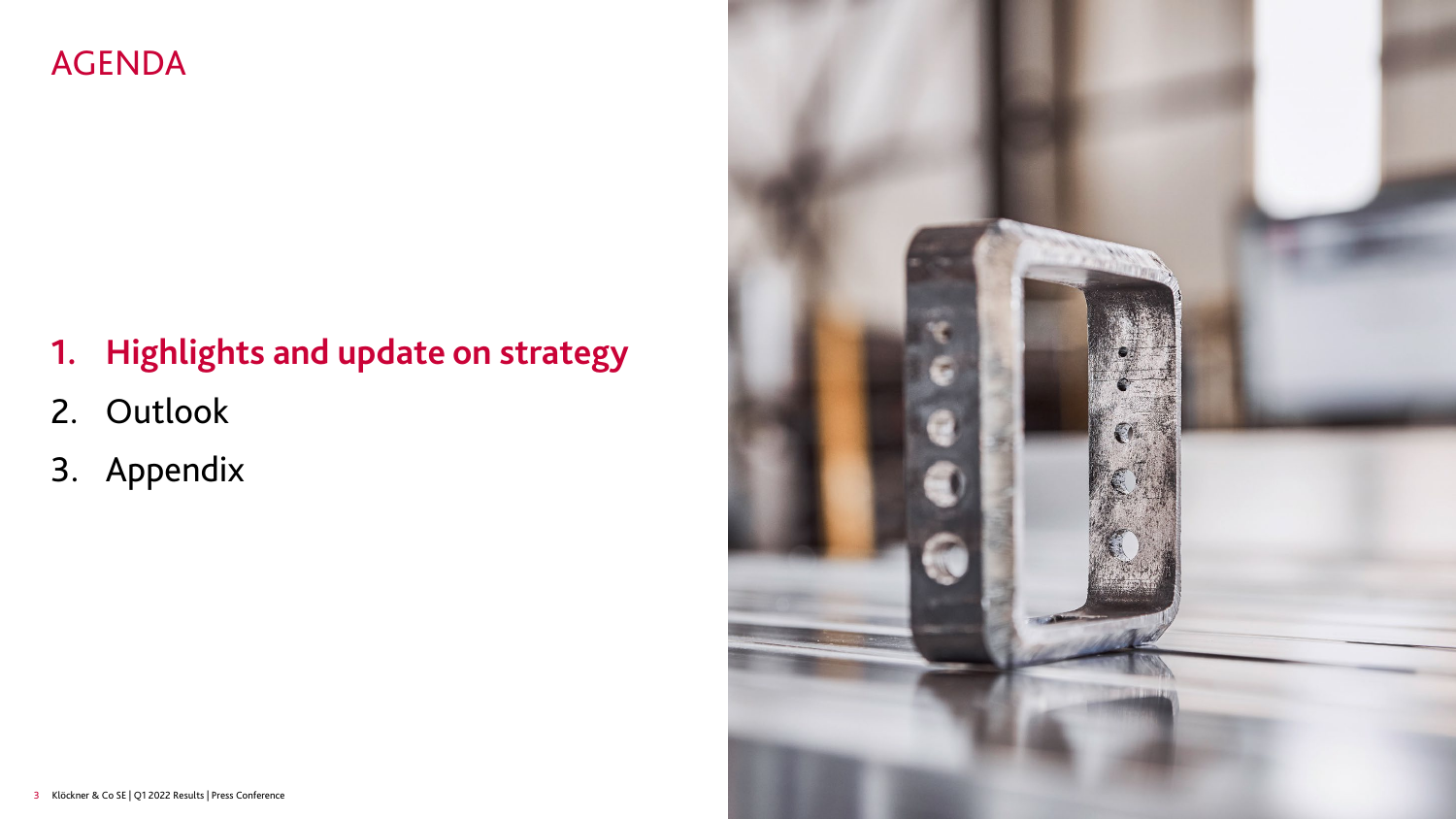# AGENDA

1. **Highlights and update on strategy**
2. Outlook
3. Appendix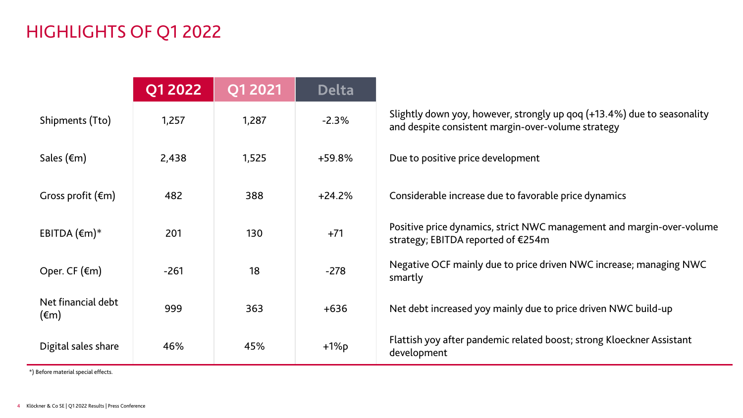# HIGHLIGHTS OF Q1 2022

| | Q1 2022 | Q1 2021 | Delta | |
|---|---|---|---|---|
| Shipments (Tto) | 1,257 | 1,287 | -2.3% | Slightly down yoy, however, strongly up qoq (+13.4%) due to seasonality and despite consistent margin-over-volume strategy |
| Sales (€m) | 2,438 | 1,525 | +59.8% | Due to positive price development |
| Gross profit (€m) | 482 | 388 | +24.2% | Considerable increase due to favorable price dynamics |
| EBITDA (€m)* | 201 | 130 | +71 | Positive price dynamics, strict NWC management and margin-over-volume strategy; EBITDA reported of €254m |
| Oper. CF (€m) | -261 | 18 | -278 | Negative OCF mainly due to price driven NWC increase; managing NWC smartly |
| Net financial debt (€m) | 999 | 363 | +636 | Net debt increased yoy mainly due to price driven NWC build-up |
| Digital sales share | 46% | 45% | +1%p | Flattish yoy after pandemic related boost; strong Kloeckner Assistant development |

*) Before material special effects.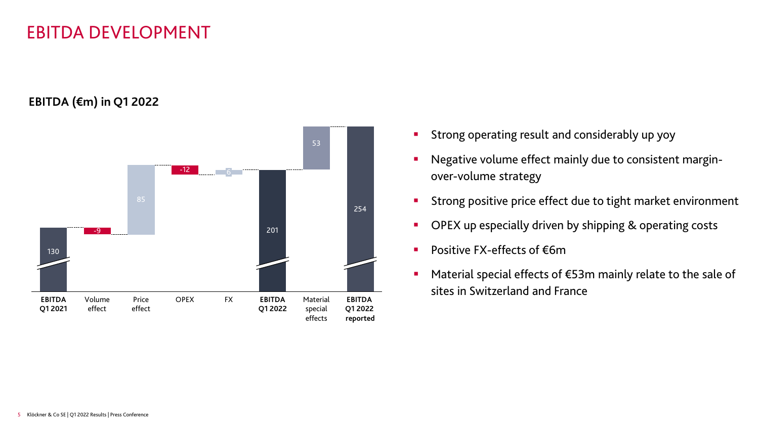# EBITDA DEVELOPMENT

**EBITDA (€m) in Q1 2022**

| | Value |
|---|---|
| EBITDA Q1 2021 | 130 |
| Volume effect | -9 |
| Price effect | 85 |
| OPEX | -12 |
| FX | 6 |
| EBITDA Q1 2022 | 201 |
| Material special effects | 53 |
| EBITDA Q1 2022 reported | 254 |

- Strong operating result and considerably up yoy
- Negative volume effect mainly due to consistent margin-over-volume strategy
- Strong positive price effect due to tight market environment
- OPEX up especially driven by shipping & operating costs
- Positive FX-effects of €6m
- Material special effects of €53m mainly relate to the sale of sites in Switzerland and France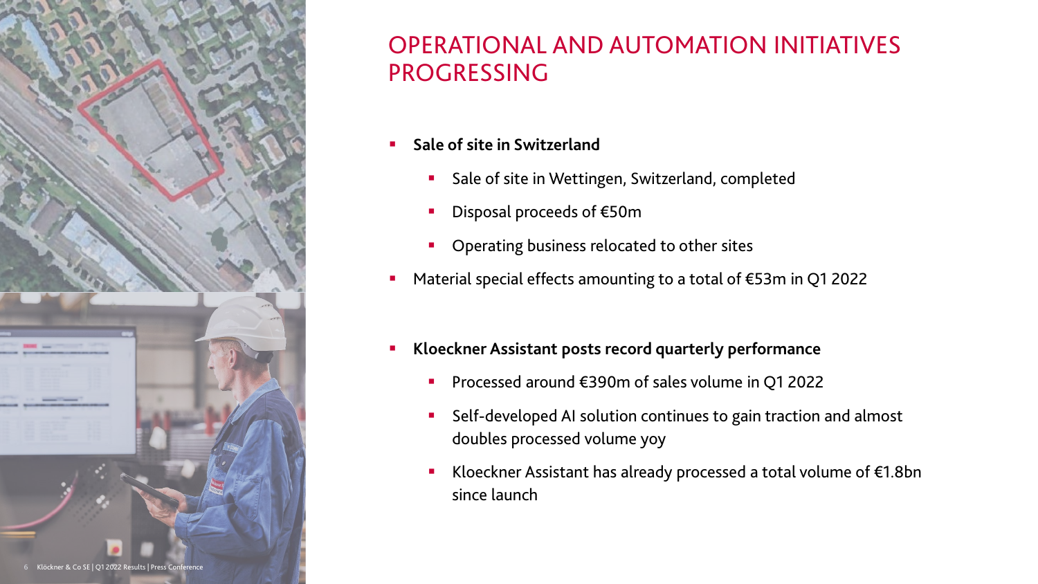# OPERATIONAL AND AUTOMATION INITIATIVES PROGRESSING

- **Sale of site in Switzerland**
  - Sale of site in Wettingen, Switzerland, completed
  - Disposal proceeds of €50m
  - Operating business relocated to other sites
- Material special effects amounting to a total of €53m in Q1 2022

- **Kloeckner Assistant posts record quarterly performance**
  - Processed around €390m of sales volume in Q1 2022
  - Self-developed AI solution continues to gain traction and almost doubles processed volume yoy
  - Kloeckner Assistant has already processed a total volume of €1.8bn since launch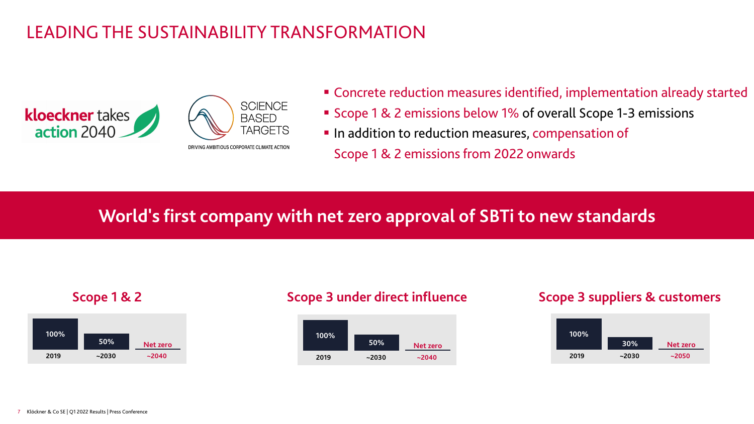# LEADING THE SUSTAINABILITY TRANSFORMATION

kloeckner takes action 2040

SCIENCE BASED TARGETS
DRIVING AMBITIOUS CORPORATE CLIMATE ACTION

- Concrete reduction measures identified, implementation already started
- Scope 1 & 2 emissions below 1% of overall Scope 1-3 emissions
- In addition to reduction measures, compensation of Scope 1 & 2 emissions from 2022 onwards

## World's first company with net zero approval of SBTi to new standards

**Scope 1 & 2**

| 2019 | ~2030 | ~2040 |
|---|---|---|
| 100% | 50% | Net zero |

**Scope 3 under direct influence**

| 2019 | ~2030 | ~2040 |
|---|---|---|
| 100% | 50% | Net zero |

**Scope 3 suppliers & customers**

| 2019 | ~2030 | ~2050 |
|---|---|---|
| 100% | 30% | Net zero |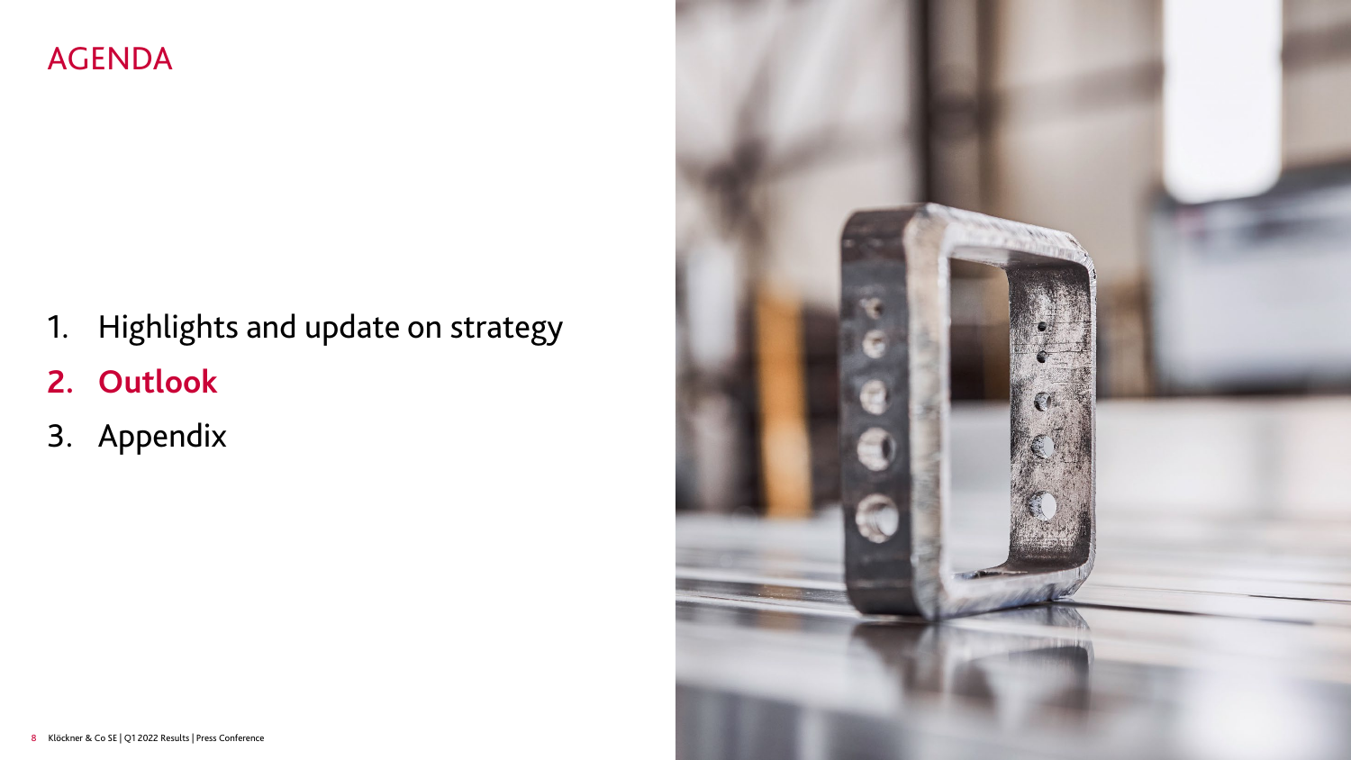# AGENDA

1. Highlights and update on strategy
2. **Outlook**
3. Appendix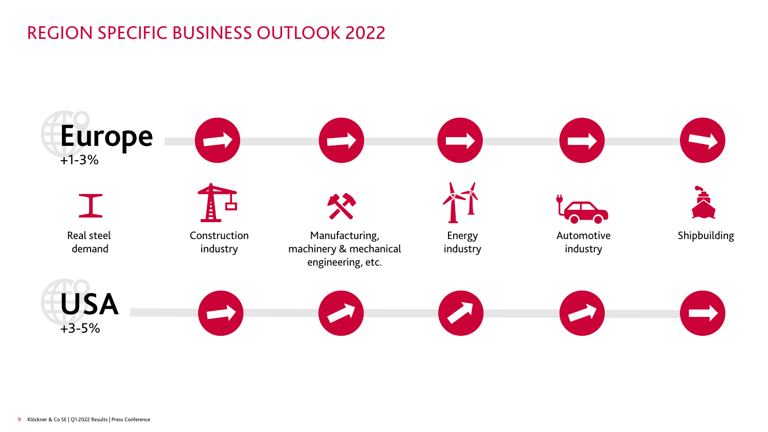# REGION SPECIFIC BUSINESS OUTLOOK 2022

| | Real steel demand | Construction industry | Manufacturing, machinery & mechanical engineering, etc. | Energy industry | Automotive industry | Shipbuilding |
|---|---|---|---|---|---|---|
| **Europe** | +1-3% | → | → | → | → | → |
| **USA** | +3-5% | → | ↗ | ↗ | ↗ | → |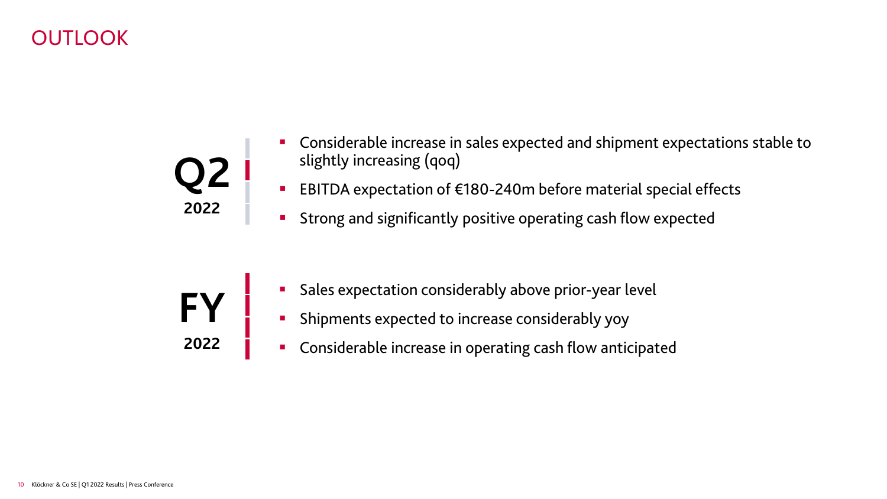# OUTLOOK

## Q2 2022

- Considerable increase in sales expected and shipment expectations stable to slightly increasing (qoq)
- EBITDA expectation of €180-240m before material special effects
- Strong and significantly positive operating cash flow expected

## FY 2022

- Sales expectation considerably above prior-year level
- Shipments expected to increase considerably yoy
- Considerable increase in operating cash flow anticipated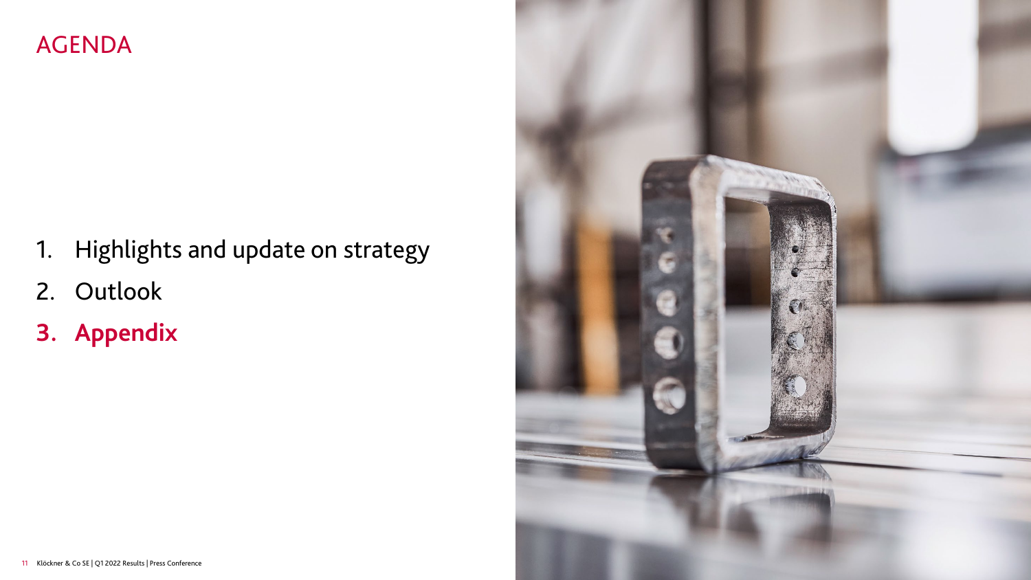# AGENDA

1. Highlights and update on strategy
2. Outlook
3. **Appendix**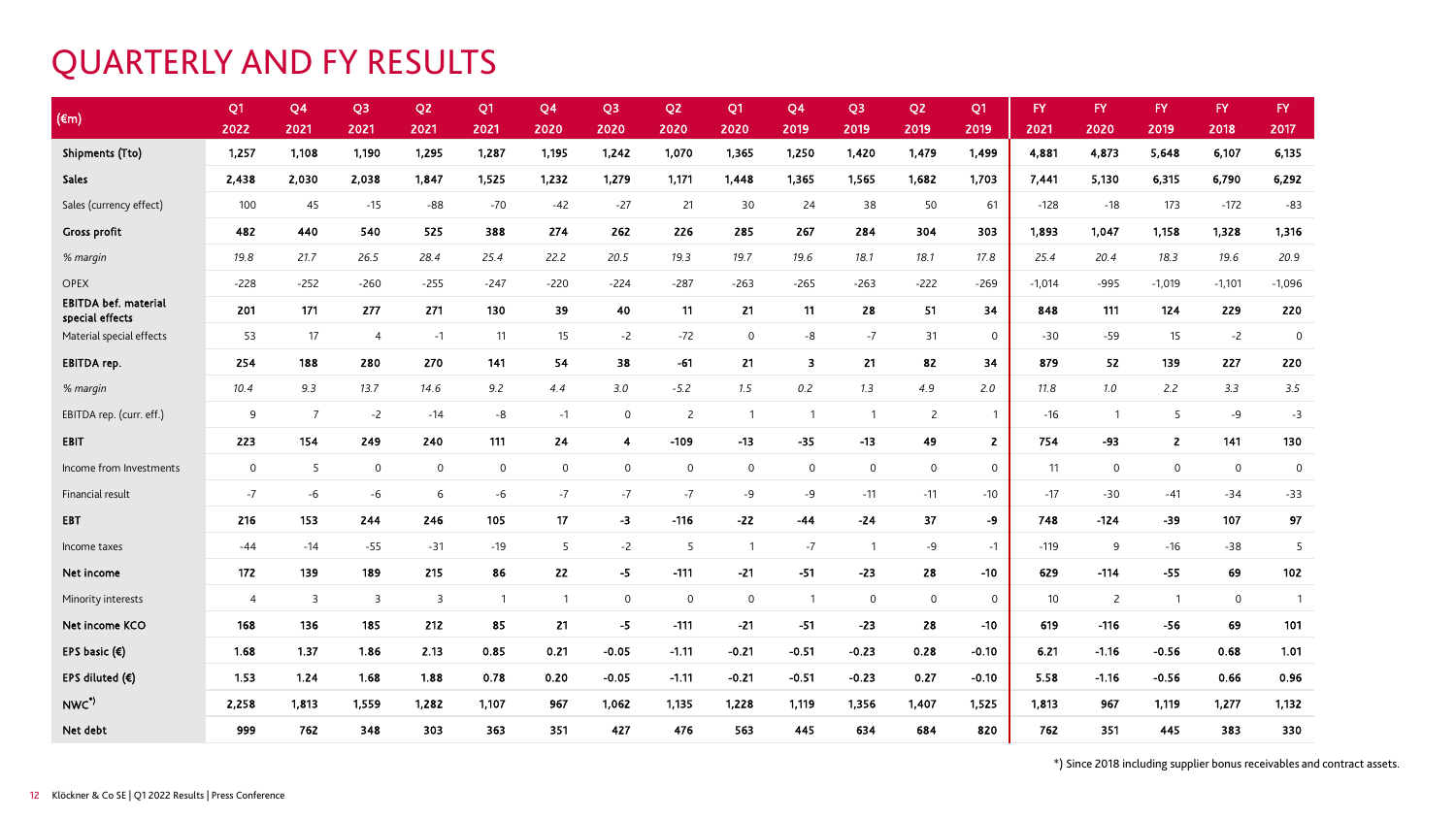# QUARTERLY AND FY RESULTS

| (€m) | Q1 2022 | Q4 2021 | Q3 2021 | Q2 2021 | Q1 2021 | Q4 2020 | Q3 2020 | Q2 2020 | Q1 2020 | Q4 2019 | Q3 2019 | Q2 2019 | Q1 2019 | FY 2021 | FY 2020 | FY 2019 | FY 2018 | FY 2017 |
|---|---|---|---|---|---|---|---|---|---|---|---|---|---|---|---|---|---|---|
| **Shipments (Tto)** | **1,257** | **1,108** | **1,190** | **1,295** | **1,287** | **1,195** | **1,242** | **1,070** | **1,365** | **1,250** | **1,420** | **1,479** | **1,499** | **4,881** | **4,873** | **5,648** | **6,107** | **6,135** |
| **Sales** | **2,438** | **2,030** | **2,038** | **1,847** | **1,525** | **1,232** | **1,279** | **1,171** | **1,448** | **1,365** | **1,565** | **1,682** | **1,703** | **7,441** | **5,130** | **6,315** | **6,790** | **6,292** |
| Sales (currency effect) | 100 | 45 | -15 | -88 | -70 | -42 | -27 | 21 | 30 | 24 | 38 | 50 | 61 | -128 | -18 | 173 | -172 | -83 |
| **Gross profit** | **482** | **440** | **540** | **525** | **388** | **274** | **262** | **226** | **285** | **267** | **284** | **304** | **303** | **1,893** | **1,047** | **1,158** | **1,328** | **1,316** |
| *% margin* | *19.8* | *21.7* | *26.5* | *28.4* | *25.4* | *22.2* | *20.5* | *19.3* | *19.7* | *19.6* | *18.1* | *18.1* | *17.8* | *25.4* | *20.4* | *18.3* | *19.6* | *20.9* |
| OPEX | -228 | -252 | -260 | -255 | -247 | -220 | -224 | -287 | -263 | -265 | -263 | -222 | -269 | -1,014 | -995 | -1,019 | -1,101 | -1,096 |
| **EBITDA bef. material special effects** | **201** | **171** | **277** | **271** | **130** | **39** | **40** | **11** | **21** | **11** | **28** | **51** | **34** | **848** | **111** | **124** | **229** | **220** |
| Material special effects | 53 | 17 | 4 | -1 | 11 | 15 | -2 | -72 | 0 | -8 | -7 | 31 | 0 | -30 | -59 | 15 | -2 | 0 |
| **EBITDA rep.** | **254** | **188** | **280** | **270** | **141** | **54** | **38** | **-61** | **21** | **3** | **21** | **82** | **34** | **879** | **52** | **139** | **227** | **220** |
| *% margin* | *10.4* | *9.3* | *13.7* | *14.6* | *9.2* | *4.4* | *3.0* | *-5.2* | *1.5* | *0.2* | *1.3* | *4.9* | *2.0* | *11.8* | *1.0* | *2.2* | *3.3* | *3.5* |
| EBITDA rep. (curr. eff.) | 9 | 7 | -2 | -14 | -8 | -1 | 0 | 2 | 1 | 1 | 1 | 2 | 1 | -16 | 1 | 5 | -9 | -3 |
| **EBIT** | **223** | **154** | **249** | **240** | **111** | **24** | **4** | **-109** | **-13** | **-35** | **-13** | **49** | **2** | **754** | **-93** | **2** | **141** | **130** |
| Income from Investments | 0 | 5 | 0 | 0 | 0 | 0 | 0 | 0 | 0 | 0 | 0 | 0 | 0 | 11 | 0 | 0 | 0 | 0 |
| Financial result | -7 | -6 | -6 | 6 | -6 | -7 | -7 | -7 | -9 | -9 | -11 | -11 | -10 | -17 | -30 | -41 | -34 | -33 |
| **EBT** | **216** | **153** | **244** | **246** | **105** | **17** | **-3** | **-116** | **-22** | **-44** | **-24** | **37** | **-9** | **748** | **-124** | **-39** | **107** | **97** |
| Income taxes | -44 | -14 | -55 | -31 | -19 | 5 | -2 | 5 | 1 | -7 | 1 | -9 | -1 | -119 | 9 | -16 | -38 | 5 |
| **Net income** | **172** | **139** | **189** | **215** | **86** | **22** | **-5** | **-111** | **-21** | **-51** | **-23** | **28** | **-10** | **629** | **-114** | **-55** | **69** | **102** |
| Minority interests | 4 | 3 | 3 | 3 | 1 | 1 | 0 | 0 | 0 | 1 | 0 | 0 | 0 | 10 | 2 | 1 | 0 | 1 |
| **Net income KCO** | **168** | **136** | **185** | **212** | **85** | **21** | **-5** | **-111** | **-21** | **-51** | **-23** | **28** | **-10** | **619** | **-116** | **-56** | **69** | **101** |
| **EPS basic (€)** | **1.68** | **1.37** | **1.86** | **2.13** | **0.85** | **0.21** | **-0.05** | **-1.11** | **-0.21** | **-0.51** | **-0.23** | **0.28** | **-0.10** | **6.21** | **-1.16** | **-0.56** | **0.68** | **1.01** |
| **EPS diluted (€)** | **1.53** | **1.24** | **1.68** | **1.88** | **0.78** | **0.20** | **-0.05** | **-1.11** | **-0.21** | **-0.51** | **-0.23** | **0.27** | **-0.10** | **5.58** | **-1.16** | **-0.56** | **0.66** | **0.96** |
| **NWC*)** | **2,258** | **1,813** | **1,559** | **1,282** | **1,107** | **967** | **1,062** | **1,135** | **1,228** | **1,119** | **1,356** | **1,407** | **1,525** | **1,813** | **967** | **1,119** | **1,277** | **1,132** |
| **Net debt** | **999** | **762** | **348** | **303** | **363** | **351** | **427** | **476** | **563** | **445** | **634** | **684** | **820** | **762** | **351** | **445** | **383** | **330** |

*) Since 2018 including supplier bonus receivables and contract assets.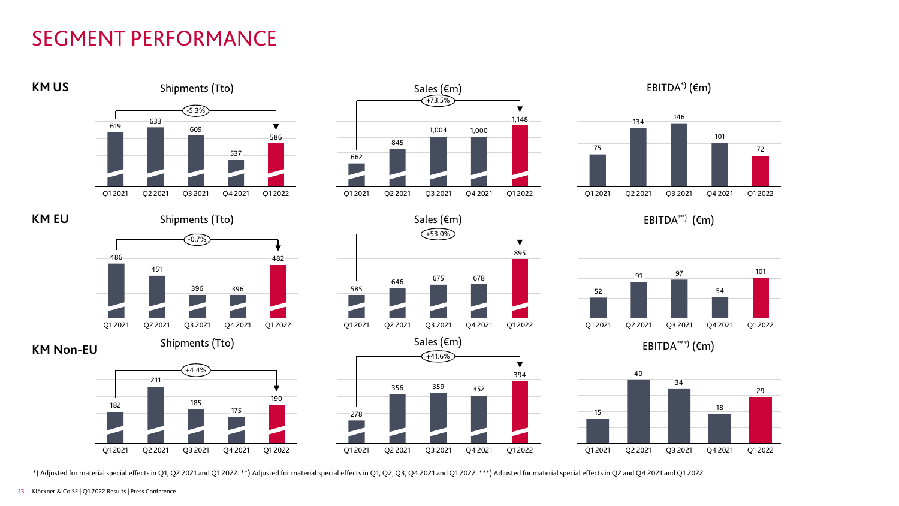# SEGMENT PERFORMANCE

## KM US

**Shipments (Tto)** (Q1 2021 to Q1 2022: -5.3%)

| Q1 2021 | Q2 2021 | Q3 2021 | Q4 2021 | Q1 2022 |
|---|---|---|---|---|
| 619 | 633 | 609 | 537 | 586 |

**Sales (€m)** (Q1 2021 to Q1 2022: +73.5%)

| Q1 2021 | Q2 2021 | Q3 2021 | Q4 2021 | Q1 2022 |
|---|---|---|---|---|
| 662 | 845 | 1,004 | 1,000 | 1,148 |

**EBITDA*) (€m)**

| Q1 2021 | Q2 2021 | Q3 2021 | Q4 2021 | Q1 2022 |
|---|---|---|---|---|
| 75 | 134 | 146 | 101 | 72 |

## KM EU

**Shipments (Tto)** (Q1 2021 to Q1 2022: -0.7%)

| Q1 2021 | Q2 2021 | Q3 2021 | Q4 2021 | Q1 2022 |
|---|---|---|---|---|
| 486 | 451 | 396 | 396 | 482 |

**Sales (€m)** (Q1 2021 to Q1 2022: +53.0%)

| Q1 2021 | Q2 2021 | Q3 2021 | Q4 2021 | Q1 2022 |
|---|---|---|---|---|
| 585 | 646 | 675 | 678 | 895 |

**EBITDA**) (€m)**

| Q1 2021 | Q2 2021 | Q3 2021 | Q4 2021 | Q1 2022 |
|---|---|---|---|---|
| 52 | 91 | 97 | 54 | 101 |

## KM Non-EU

**Shipments (Tto)** (Q1 2021 to Q1 2022: +4.4%)

| Q1 2021 | Q2 2021 | Q3 2021 | Q4 2021 | Q1 2022 |
|---|---|---|---|---|
| 182 | 211 | 185 | 175 | 190 |

**Sales (€m)** (Q1 2021 to Q1 2022: +41.6%)

| Q1 2021 | Q2 2021 | Q3 2021 | Q4 2021 | Q1 2022 |
|---|---|---|---|---|
| 278 | 356 | 359 | 352 | 394 |

**EBITDA***) (€m)**

| Q1 2021 | Q2 2021 | Q3 2021 | Q4 2021 | Q1 2022 |
|---|---|---|---|---|
| 15 | 40 | 34 | 18 | 29 |

*) Adjusted for material special effects in Q1, Q2 2021 and Q1 2022. **) Adjusted for material special effects in Q1, Q2, Q3, Q4 2021 and Q1 2022. ***) Adjusted for material special effects in Q2 and Q4 2021 and Q1 2022.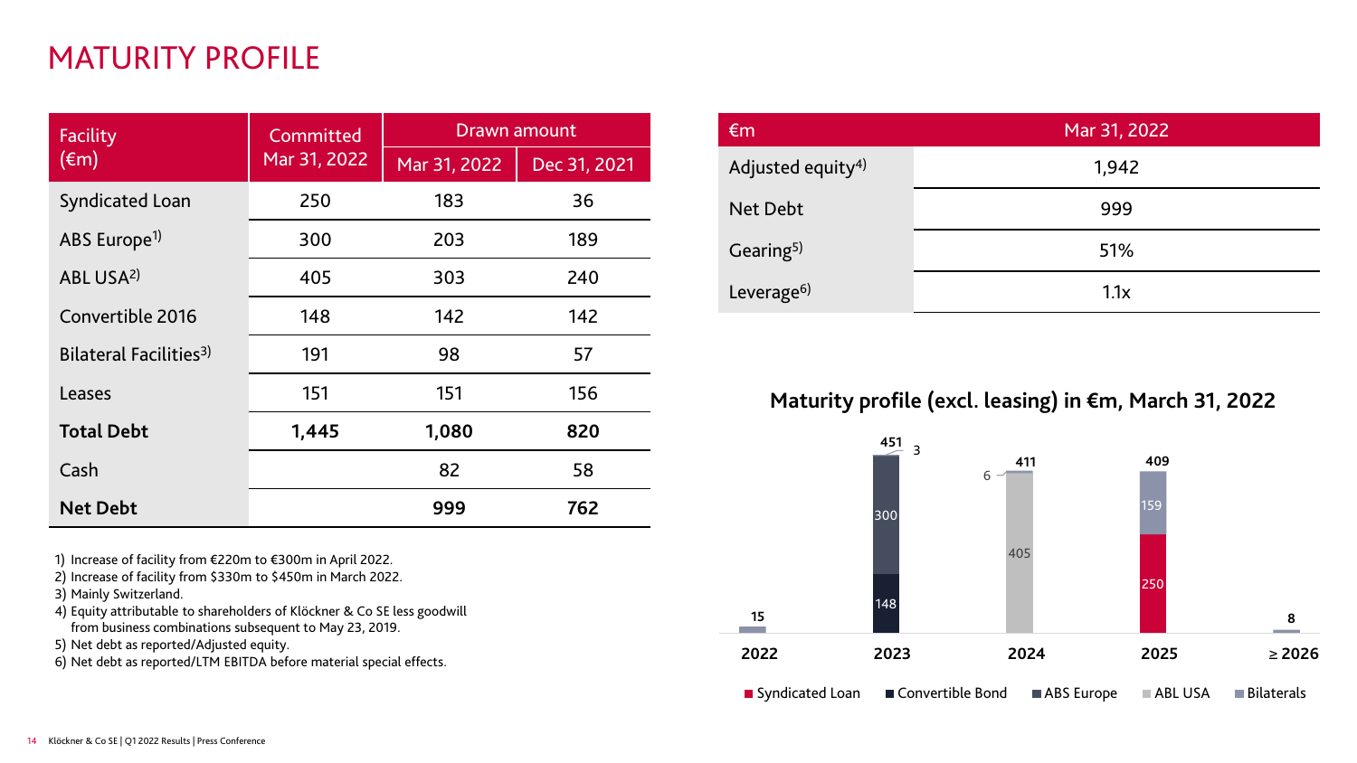# MATURITY PROFILE

| Facility (€m) | Committed Mar 31, 2022 | Drawn amount | |
|---|---|---|---|
| | | Mar 31, 2022 | Dec 31, 2021 |
| Syndicated Loan | 250 | 183 | 36 |
| ABS Europe[1] | 300 | 203 | 189 |
| ABL USA[2] | 405 | 303 | 240 |
| Convertible 2016 | 148 | 142 | 142 |
| Bilateral Facilities[3] | 191 | 98 | 57 |
| Leases | 151 | 151 | 156 |
| **Total Debt** | **1,445** | **1,080** | **820** |
| Cash | | 82 | 58 |
| **Net Debt** | | **999** | **762** |

1) Increase of facility from €220m to €300m in April 2022.
2) Increase of facility from $330m to $450m in March 2022.
3) Mainly Switzerland.
4) Equity attributable to shareholders of Klöckner & Co SE less goodwill from business combinations subsequent to May 23, 2019.
5) Net debt as reported/Adjusted equity.
6) Net debt as reported/LTM EBITDA before material special effects.

| €m | Mar 31, 2022 |
|---|---|
| Adjusted equity[4] | 1,942 |
| Net Debt | 999 |
| Gearing[5] | 51% |
| Leverage[6] | 1.1x |

**Maturity profile (excl. leasing) in €m, March 31, 2022**

| | 2022 | 2023 | 2024 | 2025 | ≥ 2026 |
|---|---|---|---|---|---|
| Syndicated Loan | | | | 250 | |
| Convertible Bond | | 148 | | | |
| ABS Europe | | 300 | | | |
| ABL USA | | | 405 | | |
| Bilaterals | 15 | 3 | 6 | 159 | 8 |
| **Total** | **15** | **451** | **411** | **409** | **8** |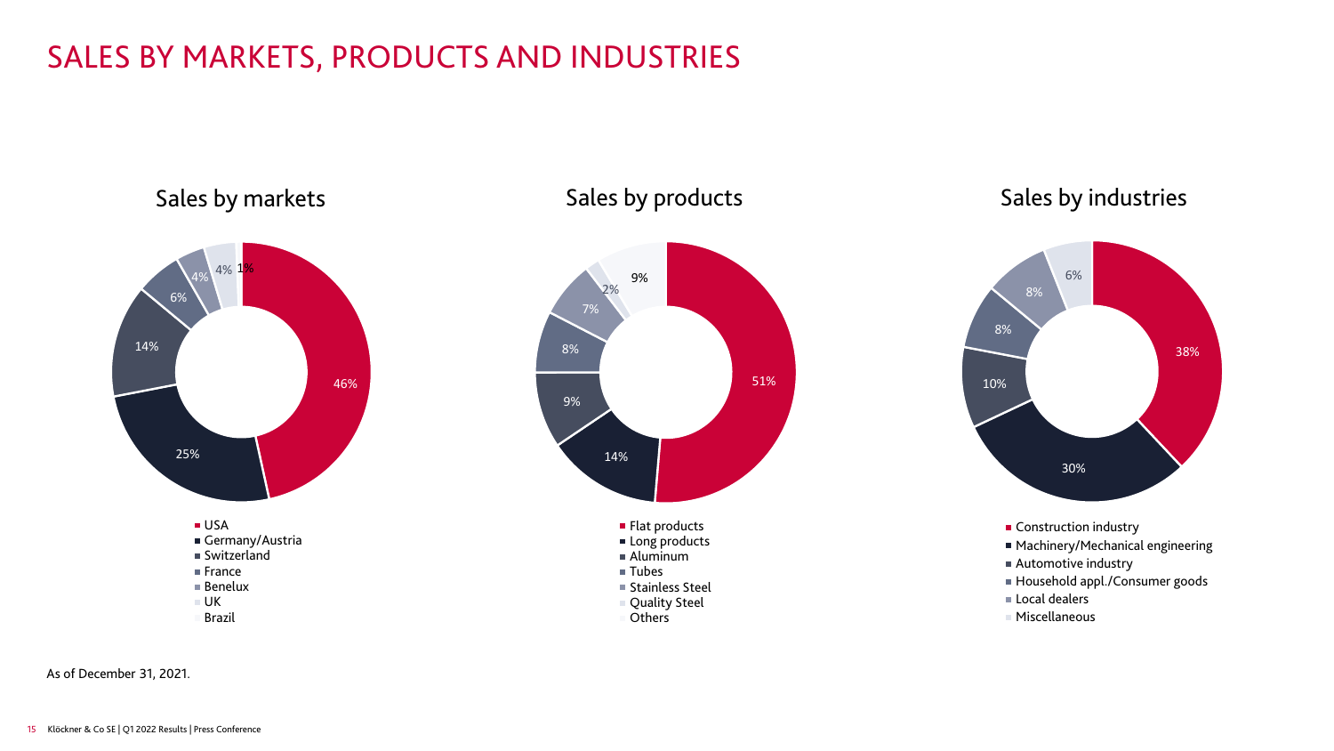# SALES BY MARKETS, PRODUCTS AND INDUSTRIES

## Sales by markets

| Market | Share |
|---|---|
| USA | 46% |
| Germany/Austria | 25% |
| Switzerland | 14% |
| France | 6% |
| Benelux | 4% |
| UK | 4% |
| Brazil | 1% |

## Sales by products

| Product | Share |
|---|---|
| Flat products | 51% |
| Long products | 14% |
| Aluminum | 9% |
| Tubes | 8% |
| Stainless Steel | 7% |
| Quality Steel | 2% |
| Others | 9% |

## Sales by industries

| Industry | Share |
|---|---|
| Construction industry | 38% |
| Machinery/Mechanical engineering | 30% |
| Automotive industry | 10% |
| Household appl./Consumer goods | 8% |
| Local dealers | 8% |
| Miscellaneous | 6% |

As of December 31, 2021.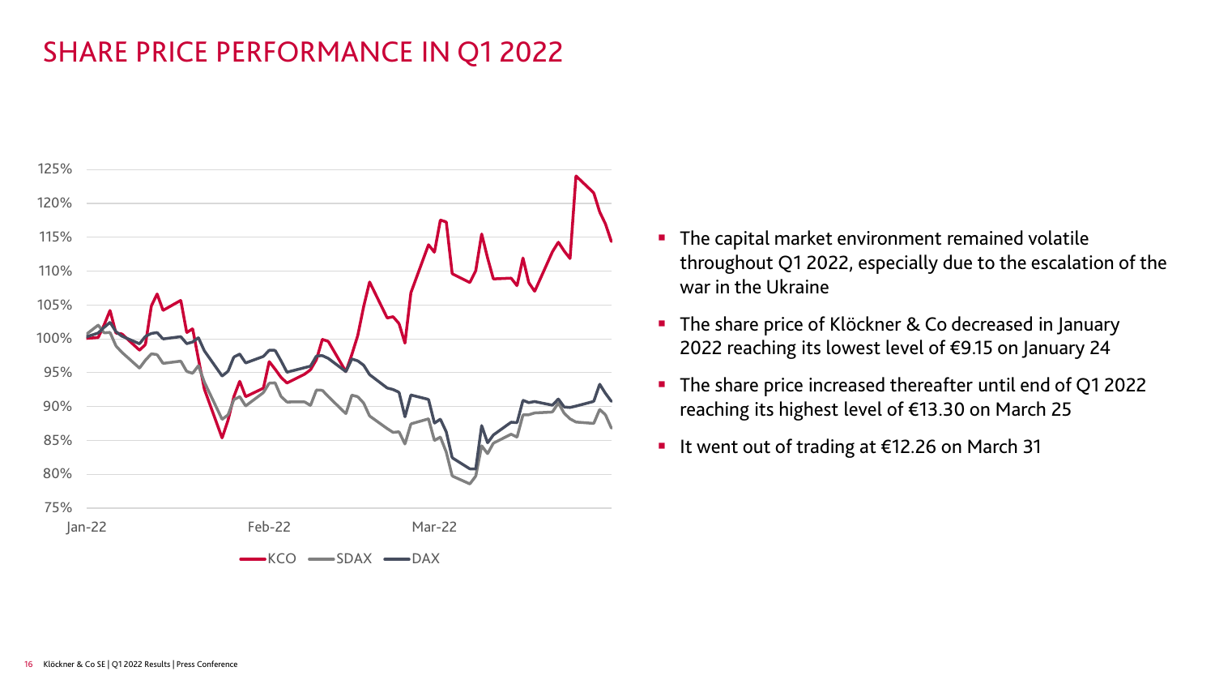# SHARE PRICE PERFORMANCE IN Q1 2022

- The capital market environment remained volatile throughout Q1 2022, especially due to the escalation of the war in the Ukraine
- The share price of Klöckner & Co decreased in January 2022 reaching its lowest level of €9.15 on January 24
- The share price increased thereafter until end of Q1 2022 reaching its highest level of €13.30 on March 25
- It went out of trading at €12.26 on March 31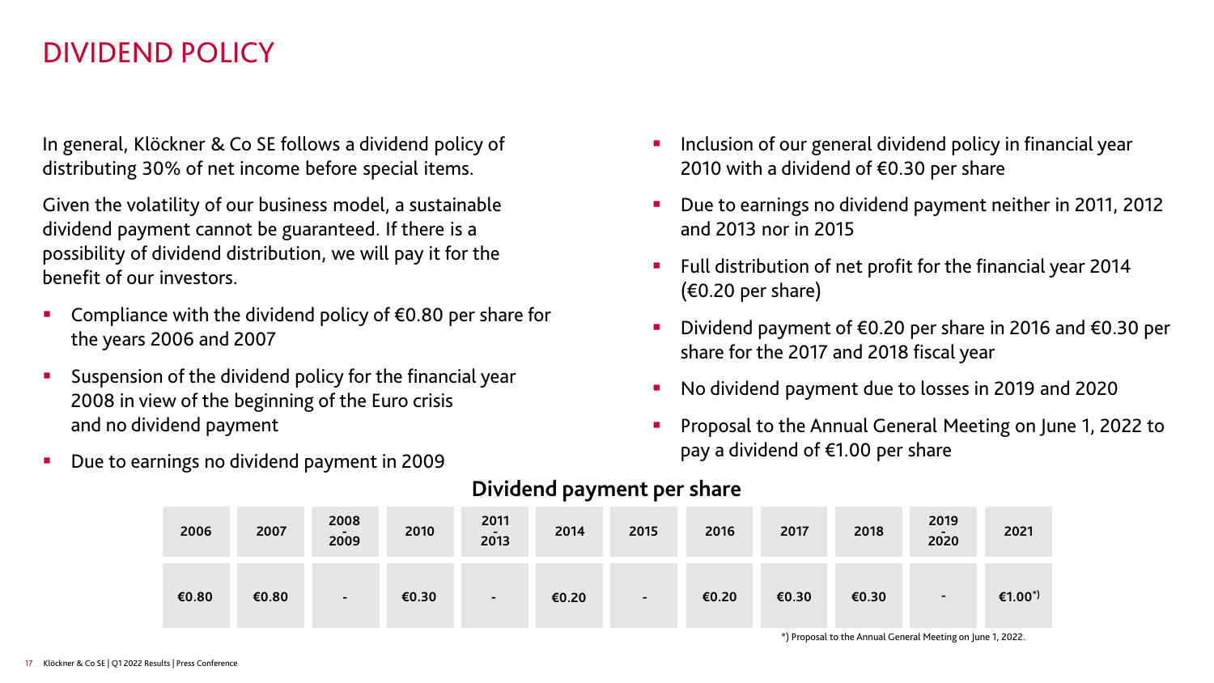# DIVIDEND POLICY

In general, Klöckner & Co SE follows a dividend policy of distributing 30% of net income before special items.

Given the volatility of our business model, a sustainable dividend payment cannot be guaranteed. If there is a possibility of dividend distribution, we will pay it for the benefit of our investors.

- Compliance with the dividend policy of €0.80 per share for the years 2006 and 2007
- Suspension of the dividend policy for the financial year 2008 in view of the beginning of the Euro crisis and no dividend payment
- Due to earnings no dividend payment in 2009
- Inclusion of our general dividend policy in financial year 2010 with a dividend of €0.30 per share
- Due to earnings no dividend payment neither in 2011, 2012 and 2013 nor in 2015
- Full distribution of net profit for the financial year 2014 (€0.20 per share)
- Dividend payment of €0.20 per share in 2016 and €0.30 per share for the 2017 and 2018 fiscal year
- No dividend payment due to losses in 2019 and 2020
- Proposal to the Annual General Meeting on June 1, 2022 to pay a dividend of €1.00 per share

## Dividend payment per share

| 2006 | 2007 | 2008 - 2009 | 2010 | 2011 - 2013 | 2014 | 2015 | 2016 | 2017 | 2018 | 2019 - 2020 | 2021 |
|---|---|---|---|---|---|---|---|---|---|---|---|
| €0.80 | €0.80 | - | €0.30 | - | €0.20 | - | €0.20 | €0.30 | €0.30 | - | €1.00*) |

*) Proposal to the Annual General Meeting on June 1, 2022.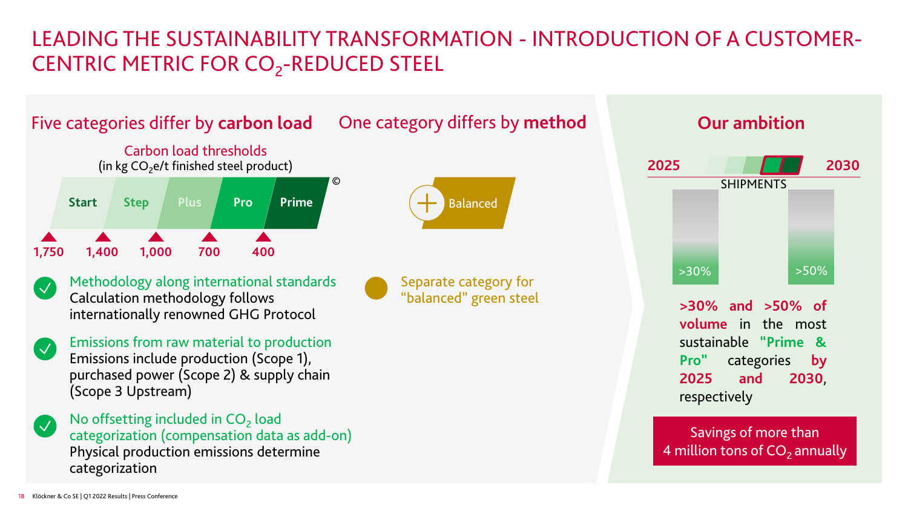# LEADING THE SUSTAINABILITY TRANSFORMATION - INTRODUCTION OF A CUSTOMER-CENTRIC METRIC FOR $CO_2$-REDUCED STEEL

## Five categories differ by **carbon load**

Carbon load thresholds
(in kg $CO_2$e/t finished steel product)

Start | Step | Plus | Pro | Prime ©

1,750 | 1,400 | 1,000 | 700 | 400

- **Methodology along international standards**
  Calculation methodology follows internationally renowned GHG Protocol
- **Emissions from raw material to production**
  Emissions include production (Scope 1), purchased power (Scope 2) & supply chain (Scope 3 Upstream)
- **No offsetting included in $CO_2$ load categorization (compensation data as add-on)**
  Physical production emissions determine categorization

## One category differs by **method**

Balanced

- Separate category for "balanced" green steel

## Our ambition

2025 — 2030

SHIPMENTS

>30% | >50%

**>30% and >50% of volume** in the most sustainable **"Prime & Pro"** categories **by 2025 and 2030**, respectively

**Savings of more than 4 million tons of $CO_2$ annually**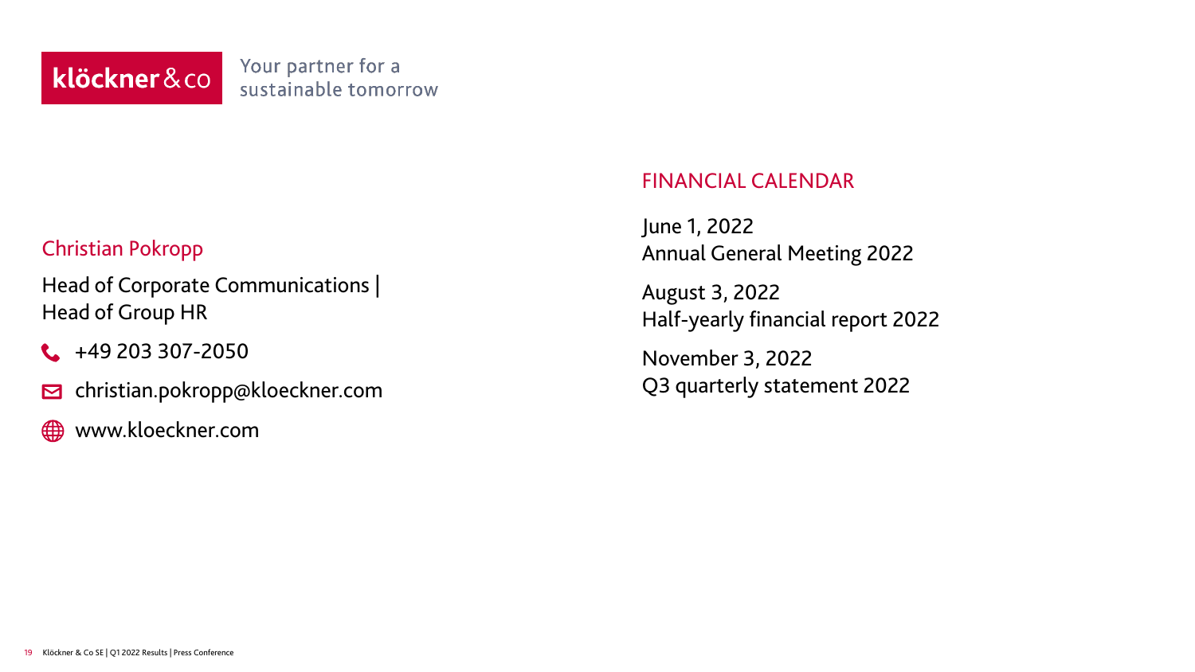klöckner & co

Your partner for a sustainable tomorrow

## Christian Pokropp

Head of Corporate Communications | Head of Group HR

+49 203 307-2050

christian.pokropp@kloeckner.com

www.kloeckner.com

## FINANCIAL CALENDAR

June 1, 2022
Annual General Meeting 2022

August 3, 2022
Half-yearly financial report 2022

November 3, 2022
Q3 quarterly statement 2022